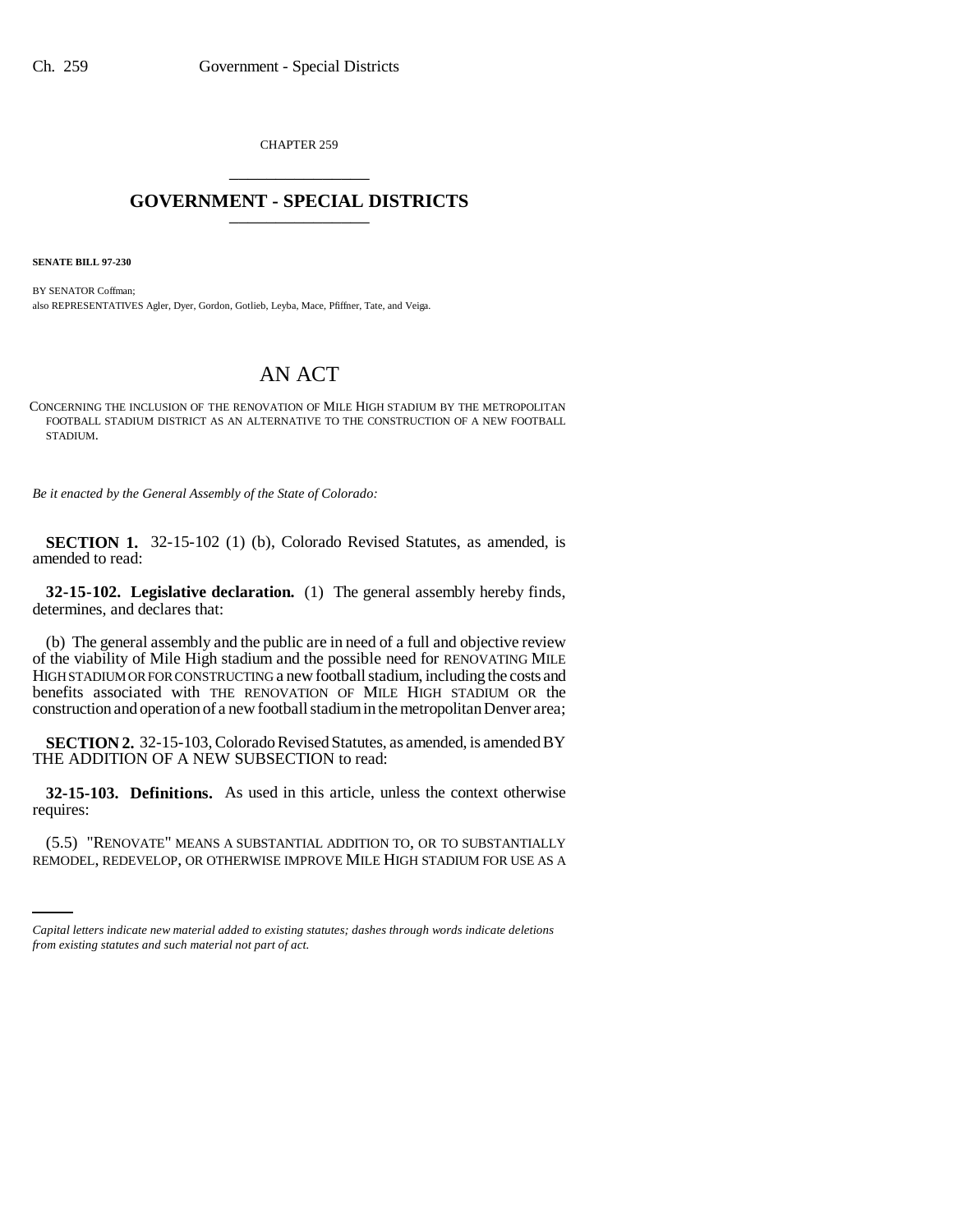CHAPTER 259

# GOVERNMENT - SPECIAL DISTRICTS

**SENATE BILL 97-230**

BY SENATOR Coffman;
also REPRESENTATIVES Agler, Dyer, Gordon, Gotlieb, Leyba, Mace, Pfiffner, Tate, and Veiga.

# AN ACT

CONCERNING THE INCLUSION OF THE RENOVATION OF MILE HIGH STADIUM BY THE METROPOLITAN FOOTBALL STADIUM DISTRICT AS AN ALTERNATIVE TO THE CONSTRUCTION OF A NEW FOOTBALL STADIUM.

*Be it enacted by the General Assembly of the State of Colorado:*

**SECTION 1.** 32-15-102 (1) (b), Colorado Revised Statutes, as amended, is amended to read:

**32-15-102. Legislative declaration.** (1) The general assembly hereby finds, determines, and declares that:

(b) The general assembly and the public are in need of a full and objective review of the viability of Mile High stadium and the possible need for RENOVATING MILE HIGH STADIUM OR FOR CONSTRUCTING a new football stadium, including the costs and benefits associated with THE RENOVATION OF MILE HIGH STADIUM OR the construction and operation of a new football stadium in the metropolitan Denver area;

**SECTION 2.** 32-15-103, Colorado Revised Statutes, as amended, is amended BY THE ADDITION OF A NEW SUBSECTION to read:

**32-15-103. Definitions.** As used in this article, unless the context otherwise requires:

(5.5) "RENOVATE" MEANS A SUBSTANTIAL ADDITION TO, OR TO SUBSTANTIALLY REMODEL, REDEVELOP, OR OTHERWISE IMPROVE MILE HIGH STADIUM FOR USE AS A

*Capital letters indicate new material added to existing statutes; dashes through words indicate deletions from existing statutes and such material not part of act.*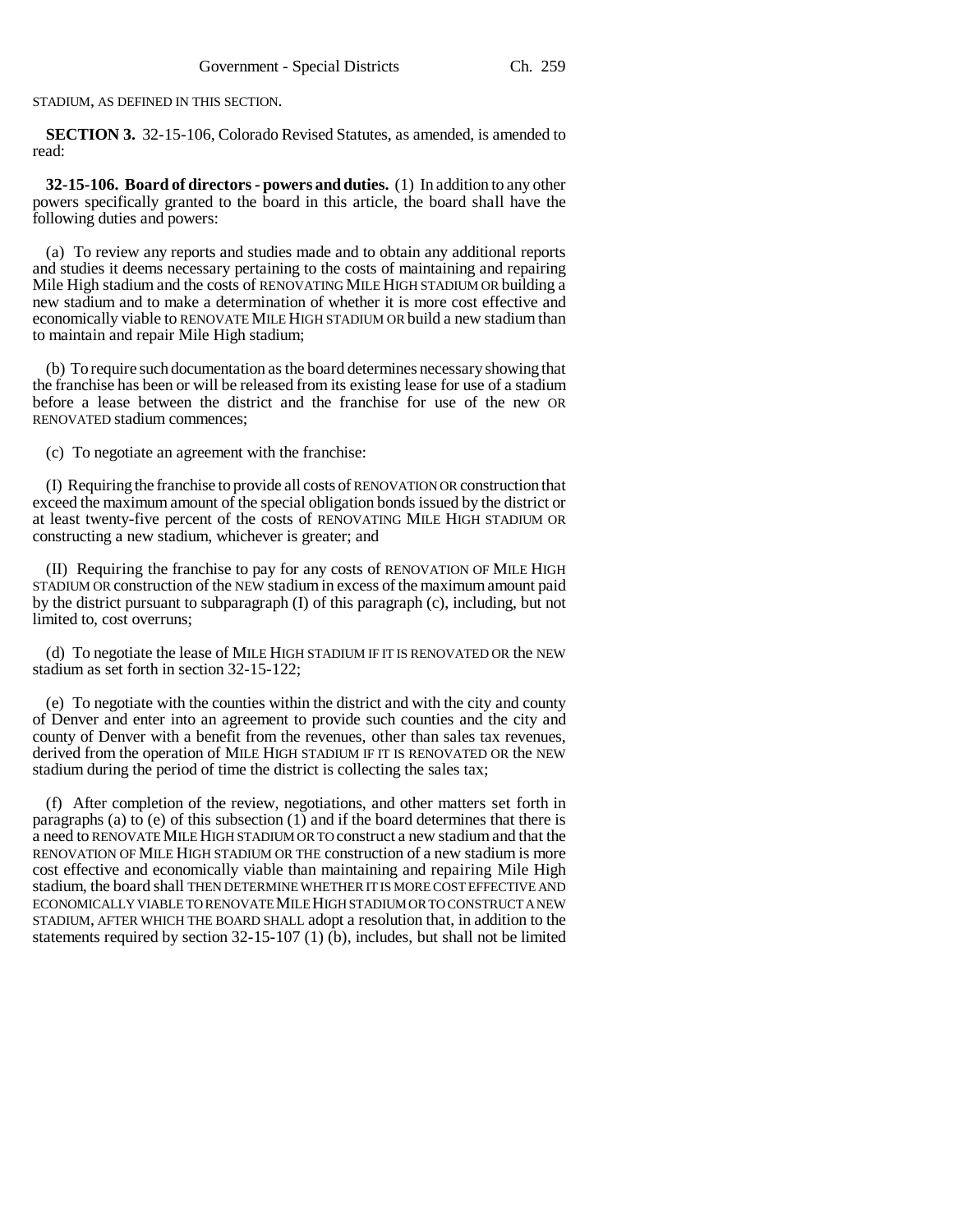STADIUM, AS DEFINED IN THIS SECTION.

**SECTION 3.** 32-15-106, Colorado Revised Statutes, as amended, is amended to read:

**32-15-106. Board of directors - powers and duties.** (1) In addition to any other powers specifically granted to the board in this article, the board shall have the following duties and powers:

(a) To review any reports and studies made and to obtain any additional reports and studies it deems necessary pertaining to the costs of maintaining and repairing Mile High stadium and the costs of RENOVATING MILE HIGH STADIUM OR building a new stadium and to make a determination of whether it is more cost effective and economically viable to RENOVATE MILE HIGH STADIUM OR build a new stadium than to maintain and repair Mile High stadium;

(b) To require such documentation as the board determines necessary showing that the franchise has been or will be released from its existing lease for use of a stadium before a lease between the district and the franchise for use of the new OR RENOVATED stadium commences;

(c) To negotiate an agreement with the franchise:

(I) Requiring the franchise to provide all costs of RENOVATION OR construction that exceed the maximum amount of the special obligation bonds issued by the district or at least twenty-five percent of the costs of RENOVATING MILE HIGH STADIUM OR constructing a new stadium, whichever is greater; and

(II) Requiring the franchise to pay for any costs of RENOVATION OF MILE HIGH STADIUM OR construction of the NEW stadium in excess of the maximum amount paid by the district pursuant to subparagraph (I) of this paragraph (c), including, but not limited to, cost overruns;

(d) To negotiate the lease of MILE HIGH STADIUM IF IT IS RENOVATED OR the NEW stadium as set forth in section 32-15-122;

(e) To negotiate with the counties within the district and with the city and county of Denver and enter into an agreement to provide such counties and the city and county of Denver with a benefit from the revenues, other than sales tax revenues, derived from the operation of MILE HIGH STADIUM IF IT IS RENOVATED OR the NEW stadium during the period of time the district is collecting the sales tax;

(f) After completion of the review, negotiations, and other matters set forth in paragraphs (a) to (e) of this subsection (1) and if the board determines that there is a need to RENOVATE MILE HIGH STADIUM OR TO construct a new stadium and that the RENOVATION OF MILE HIGH STADIUM OR THE construction of a new stadium is more cost effective and economically viable than maintaining and repairing Mile High stadium, the board shall THEN DETERMINE WHETHER IT IS MORE COST EFFECTIVE AND ECONOMICALLY VIABLE TO RENOVATE MILE HIGH STADIUM OR TO CONSTRUCT A NEW STADIUM, AFTER WHICH THE BOARD SHALL adopt a resolution that, in addition to the statements required by section 32-15-107 (1) (b), includes, but shall not be limited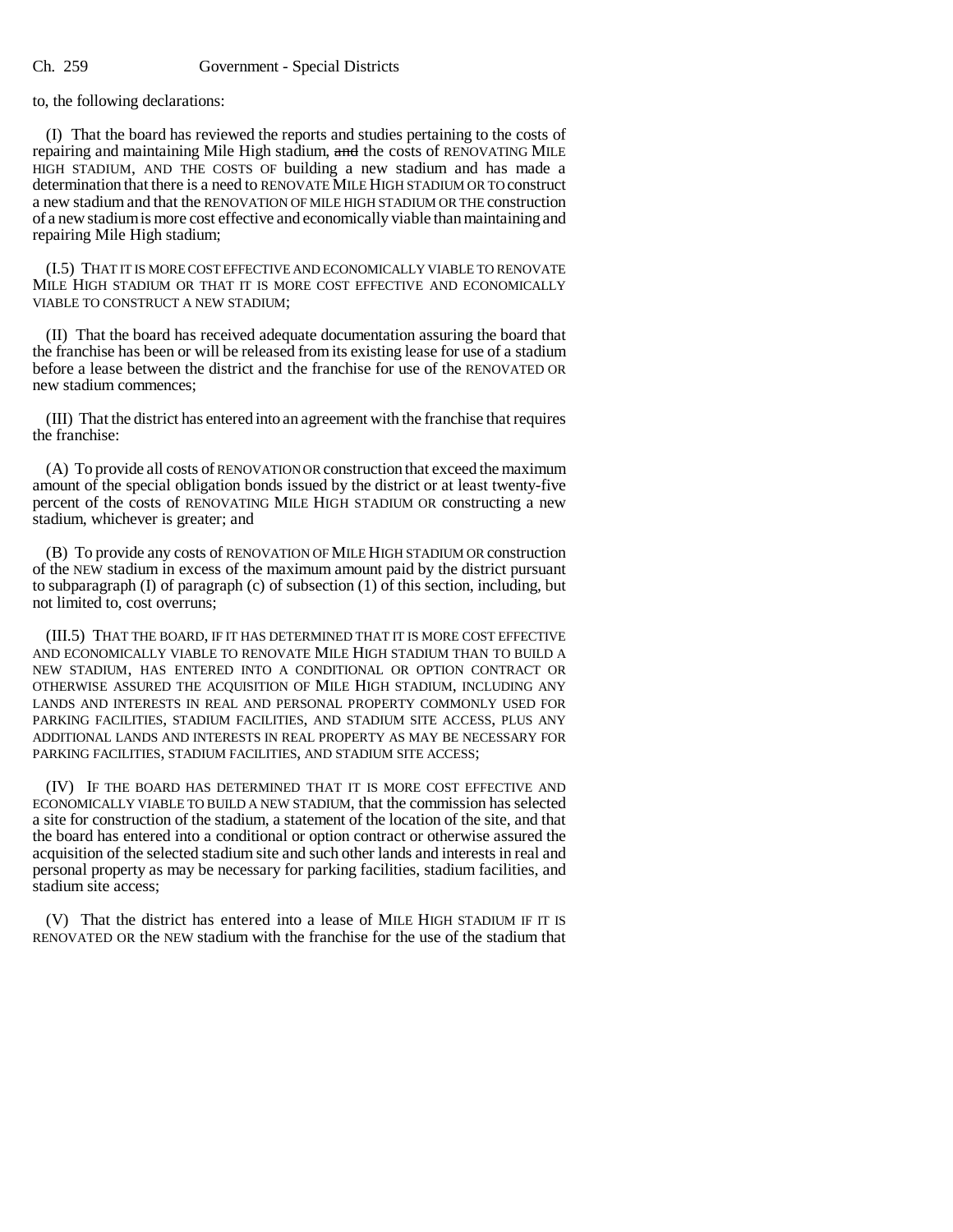to, the following declarations:

(I) That the board has reviewed the reports and studies pertaining to the costs of repairing and maintaining Mile High stadium, ~~and~~ the costs of RENOVATING MILE HIGH STADIUM, AND THE COSTS OF building a new stadium and has made a determination that there is a need to RENOVATE MILE HIGH STADIUM OR TO construct a new stadium and that the RENOVATION OF MILE HIGH STADIUM OR THE construction of a new stadium is more cost effective and economically viable than maintaining and repairing Mile High stadium;

(I.5) THAT IT IS MORE COST EFFECTIVE AND ECONOMICALLY VIABLE TO RENOVATE MILE HIGH STADIUM OR THAT IT IS MORE COST EFFECTIVE AND ECONOMICALLY VIABLE TO CONSTRUCT A NEW STADIUM;

(II) That the board has received adequate documentation assuring the board that the franchise has been or will be released from its existing lease for use of a stadium before a lease between the district and the franchise for use of the RENOVATED OR new stadium commences;

(III) That the district has entered into an agreement with the franchise that requires the franchise:

(A) To provide all costs of RENOVATION OR construction that exceed the maximum amount of the special obligation bonds issued by the district or at least twenty-five percent of the costs of RENOVATING MILE HIGH STADIUM OR constructing a new stadium, whichever is greater; and

(B) To provide any costs of RENOVATION OF MILE HIGH STADIUM OR construction of the NEW stadium in excess of the maximum amount paid by the district pursuant to subparagraph (I) of paragraph (c) of subsection (1) of this section, including, but not limited to, cost overruns;

(III.5) THAT THE BOARD, IF IT HAS DETERMINED THAT IT IS MORE COST EFFECTIVE AND ECONOMICALLY VIABLE TO RENOVATE MILE HIGH STADIUM THAN TO BUILD A NEW STADIUM, HAS ENTERED INTO A CONDITIONAL OR OPTION CONTRACT OR OTHERWISE ASSURED THE ACQUISITION OF MILE HIGH STADIUM, INCLUDING ANY LANDS AND INTERESTS IN REAL AND PERSONAL PROPERTY COMMONLY USED FOR PARKING FACILITIES, STADIUM FACILITIES, AND STADIUM SITE ACCESS, PLUS ANY ADDITIONAL LANDS AND INTERESTS IN REAL PROPERTY AS MAY BE NECESSARY FOR PARKING FACILITIES, STADIUM FACILITIES, AND STADIUM SITE ACCESS;

(IV) IF THE BOARD HAS DETERMINED THAT IT IS MORE COST EFFECTIVE AND ECONOMICALLY VIABLE TO BUILD A NEW STADIUM, that the commission has selected a site for construction of the stadium, a statement of the location of the site, and that the board has entered into a conditional or option contract or otherwise assured the acquisition of the selected stadium site and such other lands and interests in real and personal property as may be necessary for parking facilities, stadium facilities, and stadium site access;

(V) That the district has entered into a lease of MILE HIGH STADIUM IF IT IS RENOVATED OR the NEW stadium with the franchise for the use of the stadium that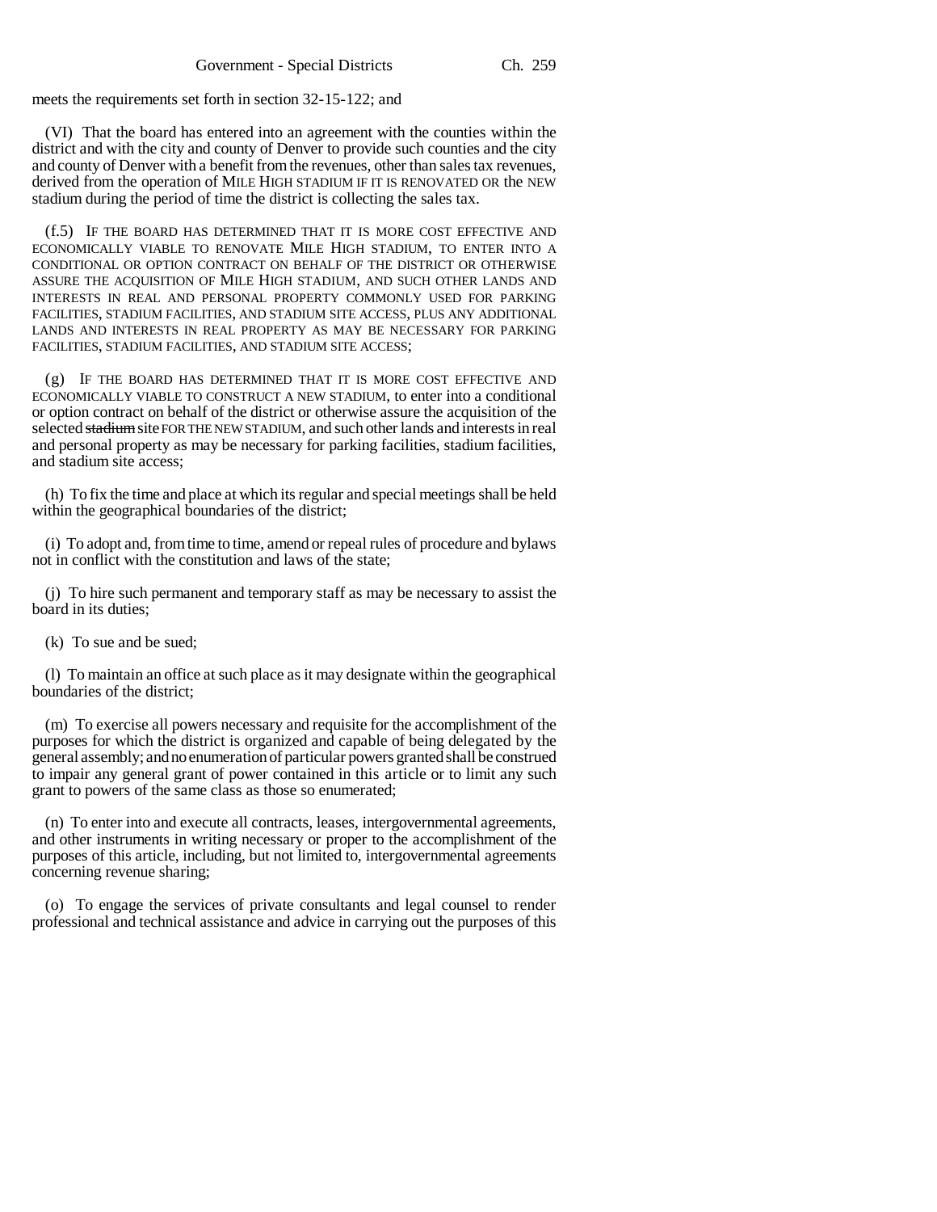meets the requirements set forth in section 32-15-122; and

(VI) That the board has entered into an agreement with the counties within the district and with the city and county of Denver to provide such counties and the city and county of Denver with a benefit from the revenues, other than sales tax revenues, derived from the operation of MILE HIGH STADIUM IF IT IS RENOVATED OR the NEW stadium during the period of time the district is collecting the sales tax.

(f.5) IF THE BOARD HAS DETERMINED THAT IT IS MORE COST EFFECTIVE AND ECONOMICALLY VIABLE TO RENOVATE MILE HIGH STADIUM, TO ENTER INTO A CONDITIONAL OR OPTION CONTRACT ON BEHALF OF THE DISTRICT OR OTHERWISE ASSURE THE ACQUISITION OF MILE HIGH STADIUM, AND SUCH OTHER LANDS AND INTERESTS IN REAL AND PERSONAL PROPERTY COMMONLY USED FOR PARKING FACILITIES, STADIUM FACILITIES, AND STADIUM SITE ACCESS, PLUS ANY ADDITIONAL LANDS AND INTERESTS IN REAL PROPERTY AS MAY BE NECESSARY FOR PARKING FACILITIES, STADIUM FACILITIES, AND STADIUM SITE ACCESS;

(g) IF THE BOARD HAS DETERMINED THAT IT IS MORE COST EFFECTIVE AND ECONOMICALLY VIABLE TO CONSTRUCT A NEW STADIUM, to enter into a conditional or option contract on behalf of the district or otherwise assure the acquisition of the selected ~~stadium~~ site FOR THE NEW STADIUM, and such other lands and interests in real and personal property as may be necessary for parking facilities, stadium facilities, and stadium site access;

(h) To fix the time and place at which its regular and special meetings shall be held within the geographical boundaries of the district;

(i) To adopt and, from time to time, amend or repeal rules of procedure and bylaws not in conflict with the constitution and laws of the state;

(j) To hire such permanent and temporary staff as may be necessary to assist the board in its duties;

(k) To sue and be sued;

(l) To maintain an office at such place as it may designate within the geographical boundaries of the district;

(m) To exercise all powers necessary and requisite for the accomplishment of the purposes for which the district is organized and capable of being delegated by the general assembly; and no enumeration of particular powers granted shall be construed to impair any general grant of power contained in this article or to limit any such grant to powers of the same class as those so enumerated;

(n) To enter into and execute all contracts, leases, intergovernmental agreements, and other instruments in writing necessary or proper to the accomplishment of the purposes of this article, including, but not limited to, intergovernmental agreements concerning revenue sharing;

(o) To engage the services of private consultants and legal counsel to render professional and technical assistance and advice in carrying out the purposes of this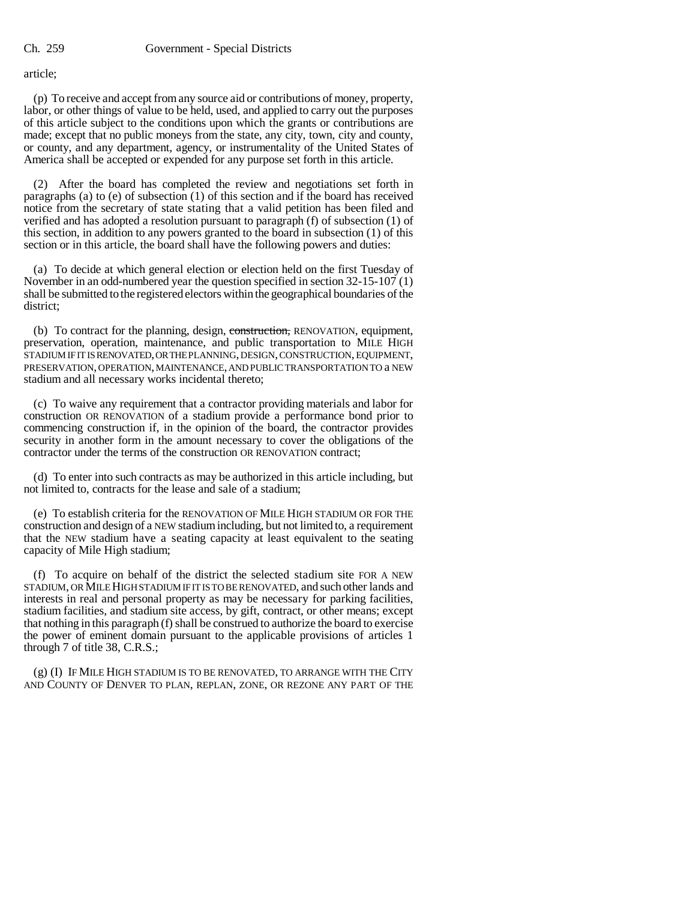article;

(p) To receive and accept from any source aid or contributions of money, property, labor, or other things of value to be held, used, and applied to carry out the purposes of this article subject to the conditions upon which the grants or contributions are made; except that no public moneys from the state, any city, town, city and county, or county, and any department, agency, or instrumentality of the United States of America shall be accepted or expended for any purpose set forth in this article.

(2) After the board has completed the review and negotiations set forth in paragraphs (a) to (e) of subsection (1) of this section and if the board has received notice from the secretary of state stating that a valid petition has been filed and verified and has adopted a resolution pursuant to paragraph (f) of subsection (1) of this section, in addition to any powers granted to the board in subsection (1) of this section or in this article, the board shall have the following powers and duties:

(a) To decide at which general election or election held on the first Tuesday of November in an odd-numbered year the question specified in section 32-15-107 (1) shall be submitted to the registered electors within the geographical boundaries of the district;

(b) To contract for the planning, design, ~~construction,~~ RENOVATION, equipment, preservation, operation, maintenance, and public transportation to MILE HIGH STADIUM IF IT IS RENOVATED, OR THE PLANNING, DESIGN, CONSTRUCTION, EQUIPMENT, PRESERVATION, OPERATION, MAINTENANCE, AND PUBLIC TRANSPORTATION TO a NEW stadium and all necessary works incidental thereto;

(c) To waive any requirement that a contractor providing materials and labor for construction OR RENOVATION of a stadium provide a performance bond prior to commencing construction if, in the opinion of the board, the contractor provides security in another form in the amount necessary to cover the obligations of the contractor under the terms of the construction OR RENOVATION contract;

(d) To enter into such contracts as may be authorized in this article including, but not limited to, contracts for the lease and sale of a stadium;

(e) To establish criteria for the RENOVATION OF MILE HIGH STADIUM OR FOR THE construction and design of a NEW stadium including, but not limited to, a requirement that the NEW stadium have a seating capacity at least equivalent to the seating capacity of Mile High stadium;

(f) To acquire on behalf of the district the selected stadium site FOR A NEW STADIUM, OR MILE HIGH STADIUM IF IT IS TO BE RENOVATED, and such other lands and interests in real and personal property as may be necessary for parking facilities, stadium facilities, and stadium site access, by gift, contract, or other means; except that nothing in this paragraph (f) shall be construed to authorize the board to exercise the power of eminent domain pursuant to the applicable provisions of articles 1 through 7 of title 38, C.R.S.;

(g) (I) IF MILE HIGH STADIUM IS TO BE RENOVATED, TO ARRANGE WITH THE CITY AND COUNTY OF DENVER TO PLAN, REPLAN, ZONE, OR REZONE ANY PART OF THE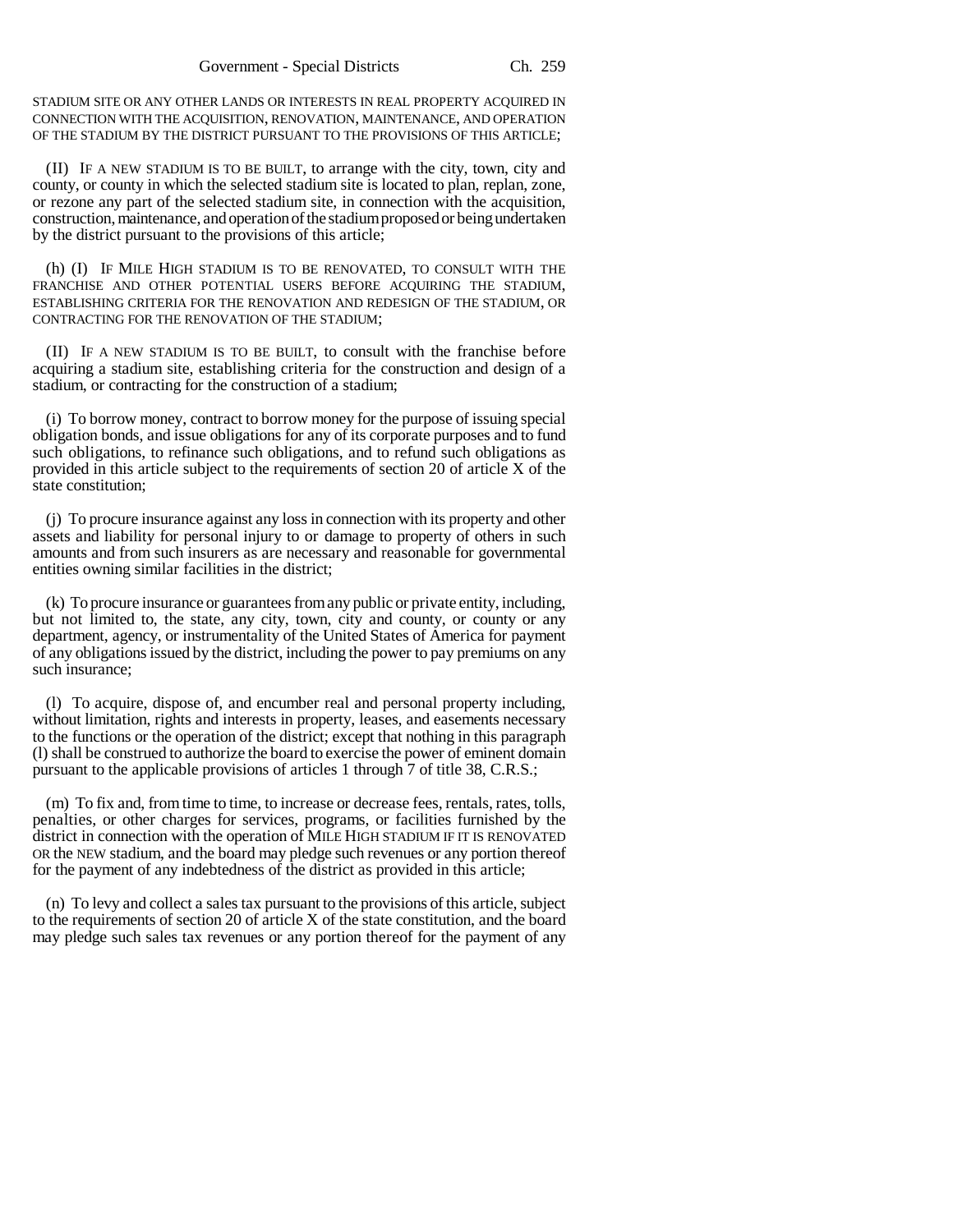STADIUM SITE OR ANY OTHER LANDS OR INTERESTS IN REAL PROPERTY ACQUIRED IN CONNECTION WITH THE ACQUISITION, RENOVATION, MAINTENANCE, AND OPERATION OF THE STADIUM BY THE DISTRICT PURSUANT TO THE PROVISIONS OF THIS ARTICLE;

(II) IF A NEW STADIUM IS TO BE BUILT, to arrange with the city, town, city and county, or county in which the selected stadium site is located to plan, replan, zone, or rezone any part of the selected stadium site, in connection with the acquisition, construction, maintenance, and operation of the stadium proposed or being undertaken by the district pursuant to the provisions of this article;

(h) (I) IF MILE HIGH STADIUM IS TO BE RENOVATED, TO CONSULT WITH THE FRANCHISE AND OTHER POTENTIAL USERS BEFORE ACQUIRING THE STADIUM, ESTABLISHING CRITERIA FOR THE RENOVATION AND REDESIGN OF THE STADIUM, OR CONTRACTING FOR THE RENOVATION OF THE STADIUM;

(II) IF A NEW STADIUM IS TO BE BUILT, to consult with the franchise before acquiring a stadium site, establishing criteria for the construction and design of a stadium, or contracting for the construction of a stadium;

(i) To borrow money, contract to borrow money for the purpose of issuing special obligation bonds, and issue obligations for any of its corporate purposes and to fund such obligations, to refinance such obligations, and to refund such obligations as provided in this article subject to the requirements of section 20 of article X of the state constitution;

(j) To procure insurance against any loss in connection with its property and other assets and liability for personal injury to or damage to property of others in such amounts and from such insurers as are necessary and reasonable for governmental entities owning similar facilities in the district;

(k) To procure insurance or guarantees from any public or private entity, including, but not limited to, the state, any city, town, city and county, or county or any department, agency, or instrumentality of the United States of America for payment of any obligations issued by the district, including the power to pay premiums on any such insurance;

(l) To acquire, dispose of, and encumber real and personal property including, without limitation, rights and interests in property, leases, and easements necessary to the functions or the operation of the district; except that nothing in this paragraph (l) shall be construed to authorize the board to exercise the power of eminent domain pursuant to the applicable provisions of articles 1 through 7 of title 38, C.R.S.;

(m) To fix and, from time to time, to increase or decrease fees, rentals, rates, tolls, penalties, or other charges for services, programs, or facilities furnished by the district in connection with the operation of MILE HIGH STADIUM IF IT IS RENOVATED OR the NEW stadium, and the board may pledge such revenues or any portion thereof for the payment of any indebtedness of the district as provided in this article;

(n) To levy and collect a sales tax pursuant to the provisions of this article, subject to the requirements of section 20 of article X of the state constitution, and the board may pledge such sales tax revenues or any portion thereof for the payment of any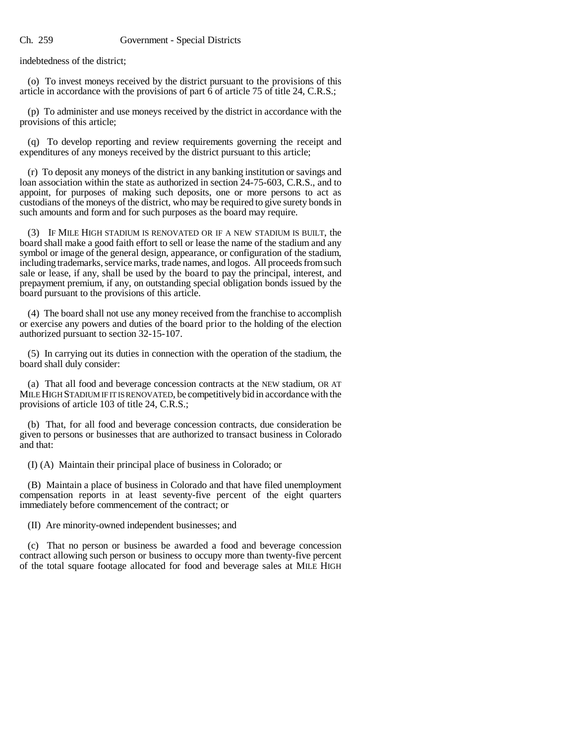indebtedness of the district;

(o) To invest moneys received by the district pursuant to the provisions of this article in accordance with the provisions of part 6 of article 75 of title 24, C.R.S.;

(p) To administer and use moneys received by the district in accordance with the provisions of this article;

(q) To develop reporting and review requirements governing the receipt and expenditures of any moneys received by the district pursuant to this article;

(r) To deposit any moneys of the district in any banking institution or savings and loan association within the state as authorized in section 24-75-603, C.R.S., and to appoint, for purposes of making such deposits, one or more persons to act as custodians of the moneys of the district, who may be required to give surety bonds in such amounts and form and for such purposes as the board may require.

(3) IF MILE HIGH STADIUM IS RENOVATED OR IF A NEW STADIUM IS BUILT, the board shall make a good faith effort to sell or lease the name of the stadium and any symbol or image of the general design, appearance, or configuration of the stadium, including trademarks, service marks, trade names, and logos. All proceeds from such sale or lease, if any, shall be used by the board to pay the principal, interest, and prepayment premium, if any, on outstanding special obligation bonds issued by the board pursuant to the provisions of this article.

(4) The board shall not use any money received from the franchise to accomplish or exercise any powers and duties of the board prior to the holding of the election authorized pursuant to section 32-15-107.

(5) In carrying out its duties in connection with the operation of the stadium, the board shall duly consider:

(a) That all food and beverage concession contracts at the NEW stadium, OR AT MILE HIGH STADIUM IF IT IS RENOVATED, be competitively bid in accordance with the provisions of article 103 of title 24, C.R.S.;

(b) That, for all food and beverage concession contracts, due consideration be given to persons or businesses that are authorized to transact business in Colorado and that:

(I) (A) Maintain their principal place of business in Colorado; or

(B) Maintain a place of business in Colorado and that have filed unemployment compensation reports in at least seventy-five percent of the eight quarters immediately before commencement of the contract; or

(II) Are minority-owned independent businesses; and

(c) That no person or business be awarded a food and beverage concession contract allowing such person or business to occupy more than twenty-five percent of the total square footage allocated for food and beverage sales at MILE HIGH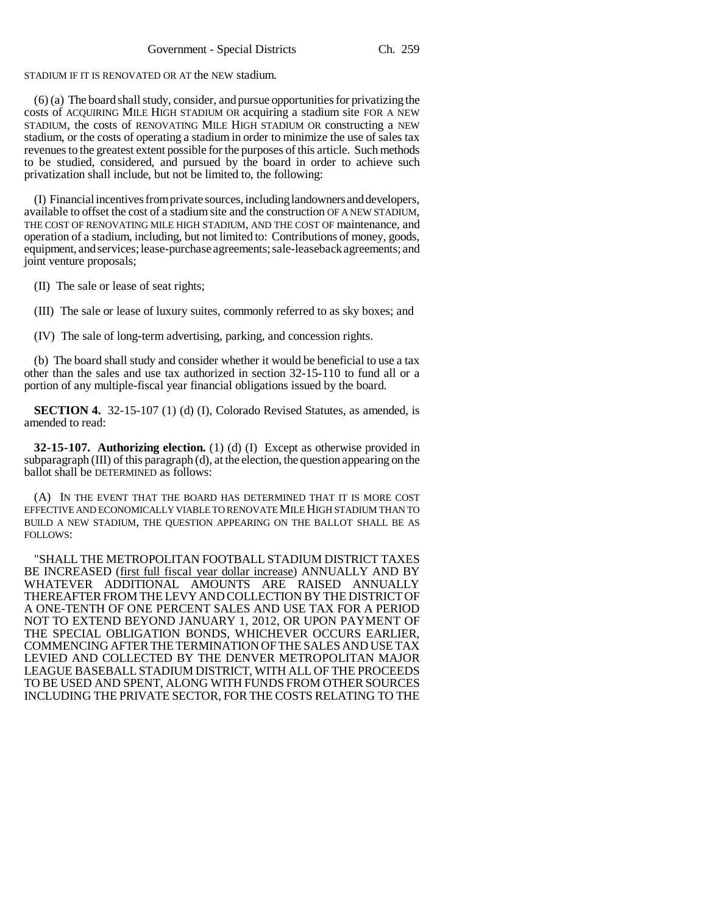STADIUM IF IT IS RENOVATED OR AT the NEW stadium.

(6) (a) The board shall study, consider, and pursue opportunities for privatizing the costs of ACQUIRING MILE HIGH STADIUM OR acquiring a stadium site FOR A NEW STADIUM, the costs of RENOVATING MILE HIGH STADIUM OR constructing a NEW stadium, or the costs of operating a stadium in order to minimize the use of sales tax revenues to the greatest extent possible for the purposes of this article. Such methods to be studied, considered, and pursued by the board in order to achieve such privatization shall include, but not be limited to, the following:

(I) Financial incentives from private sources, including landowners and developers, available to offset the cost of a stadium site and the construction OF A NEW STADIUM, THE COST OF RENOVATING MILE HIGH STADIUM, AND THE COST OF maintenance, and operation of a stadium, including, but not limited to: Contributions of money, goods, equipment, and services; lease-purchase agreements; sale-leaseback agreements; and joint venture proposals;

(II) The sale or lease of seat rights;

(III) The sale or lease of luxury suites, commonly referred to as sky boxes; and

(IV) The sale of long-term advertising, parking, and concession rights.

(b) The board shall study and consider whether it would be beneficial to use a tax other than the sales and use tax authorized in section 32-15-110 to fund all or a portion of any multiple-fiscal year financial obligations issued by the board.

**SECTION 4.** 32-15-107 (1) (d) (I), Colorado Revised Statutes, as amended, is amended to read:

**32-15-107. Authorizing election.** (1) (d) (I) Except as otherwise provided in subparagraph (III) of this paragraph (d), at the election, the question appearing on the ballot shall be DETERMINED as follows:

(A) IN THE EVENT THAT THE BOARD HAS DETERMINED THAT IT IS MORE COST EFFECTIVE AND ECONOMICALLY VIABLE TO RENOVATE MILE HIGH STADIUM THAN TO BUILD A NEW STADIUM, THE QUESTION APPEARING ON THE BALLOT SHALL BE AS FOLLOWS:

"SHALL THE METROPOLITAN FOOTBALL STADIUM DISTRICT TAXES BE INCREASED (first full fiscal year dollar increase) ANNUALLY AND BY WHATEVER ADDITIONAL AMOUNTS ARE RAISED ANNUALLY THEREAFTER FROM THE LEVY AND COLLECTION BY THE DISTRICT OF A ONE-TENTH OF ONE PERCENT SALES AND USE TAX FOR A PERIOD NOT TO EXTEND BEYOND JANUARY 1, 2012, OR UPON PAYMENT OF THE SPECIAL OBLIGATION BONDS, WHICHEVER OCCURS EARLIER, COMMENCING AFTER THE TERMINATION OF THE SALES AND USE TAX LEVIED AND COLLECTED BY THE DENVER METROPOLITAN MAJOR LEAGUE BASEBALL STADIUM DISTRICT, WITH ALL OF THE PROCEEDS TO BE USED AND SPENT, ALONG WITH FUNDS FROM OTHER SOURCES INCLUDING THE PRIVATE SECTOR, FOR THE COSTS RELATING TO THE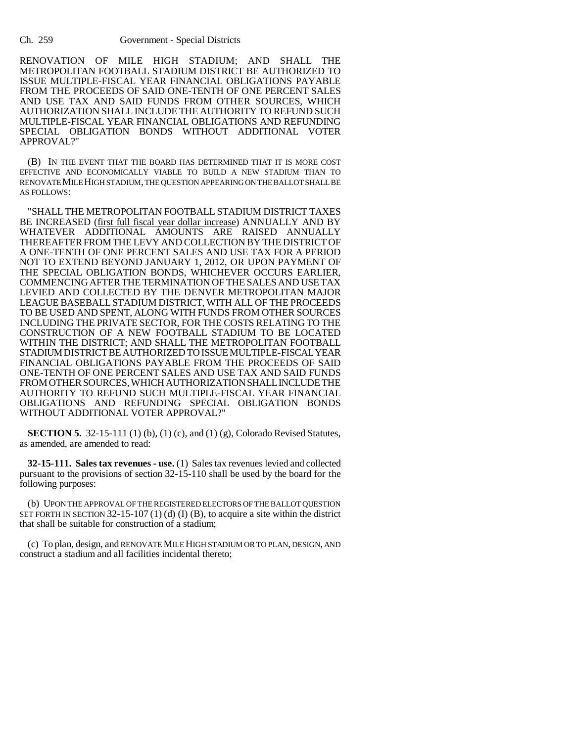RENOVATION OF MILE HIGH STADIUM; AND SHALL THE METROPOLITAN FOOTBALL STADIUM DISTRICT BE AUTHORIZED TO ISSUE MULTIPLE-FISCAL YEAR FINANCIAL OBLIGATIONS PAYABLE FROM THE PROCEEDS OF SAID ONE-TENTH OF ONE PERCENT SALES AND USE TAX AND SAID FUNDS FROM OTHER SOURCES, WHICH AUTHORIZATION SHALL INCLUDE THE AUTHORITY TO REFUND SUCH MULTIPLE-FISCAL YEAR FINANCIAL OBLIGATIONS AND REFUNDING SPECIAL OBLIGATION BONDS WITHOUT ADDITIONAL VOTER APPROVAL?"

(B) IN THE EVENT THAT THE BOARD HAS DETERMINED THAT IT IS MORE COST EFFECTIVE AND ECONOMICALLY VIABLE TO BUILD A NEW STADIUM THAN TO RENOVATE MILE HIGH STADIUM, THE QUESTION APPEARING ON THE BALLOT SHALL BE AS FOLLOWS:

"SHALL THE METROPOLITAN FOOTBALL STADIUM DISTRICT TAXES BE INCREASED (first full fiscal year dollar increase) ANNUALLY AND BY WHATEVER ADDITIONAL AMOUNTS ARE RAISED ANNUALLY THEREAFTER FROM THE LEVY AND COLLECTION BY THE DISTRICT OF A ONE-TENTH OF ONE PERCENT SALES AND USE TAX FOR A PERIOD NOT TO EXTEND BEYOND JANUARY 1, 2012, OR UPON PAYMENT OF THE SPECIAL OBLIGATION BONDS, WHICHEVER OCCURS EARLIER, COMMENCING AFTER THE TERMINATION OF THE SALES AND USE TAX LEVIED AND COLLECTED BY THE DENVER METROPOLITAN MAJOR LEAGUE BASEBALL STADIUM DISTRICT, WITH ALL OF THE PROCEEDS TO BE USED AND SPENT, ALONG WITH FUNDS FROM OTHER SOURCES INCLUDING THE PRIVATE SECTOR, FOR THE COSTS RELATING TO THE CONSTRUCTION OF A NEW FOOTBALL STADIUM TO BE LOCATED WITHIN THE DISTRICT; AND SHALL THE METROPOLITAN FOOTBALL STADIUM DISTRICT BE AUTHORIZED TO ISSUE MULTIPLE-FISCAL YEAR FINANCIAL OBLIGATIONS PAYABLE FROM THE PROCEEDS OF SAID ONE-TENTH OF ONE PERCENT SALES AND USE TAX AND SAID FUNDS FROM OTHER SOURCES, WHICH AUTHORIZATION SHALL INCLUDE THE AUTHORITY TO REFUND SUCH MULTIPLE-FISCAL YEAR FINANCIAL OBLIGATIONS AND REFUNDING SPECIAL OBLIGATION BONDS WITHOUT ADDITIONAL VOTER APPROVAL?"

**SECTION 5.** 32-15-111 (1) (b), (1) (c), and (1) (g), Colorado Revised Statutes, as amended, are amended to read:

**32-15-111. Sales tax revenues - use.** (1) Sales tax revenues levied and collected pursuant to the provisions of section 32-15-110 shall be used by the board for the following purposes:

(b) UPON THE APPROVAL OF THE REGISTERED ELECTORS OF THE BALLOT QUESTION SET FORTH IN SECTION 32-15-107 (1) (d) (I) (B), to acquire a site within the district that shall be suitable for construction of a stadium;

(c) To plan, design, and RENOVATE MILE HIGH STADIUM OR TO PLAN, DESIGN, AND construct a stadium and all facilities incidental thereto;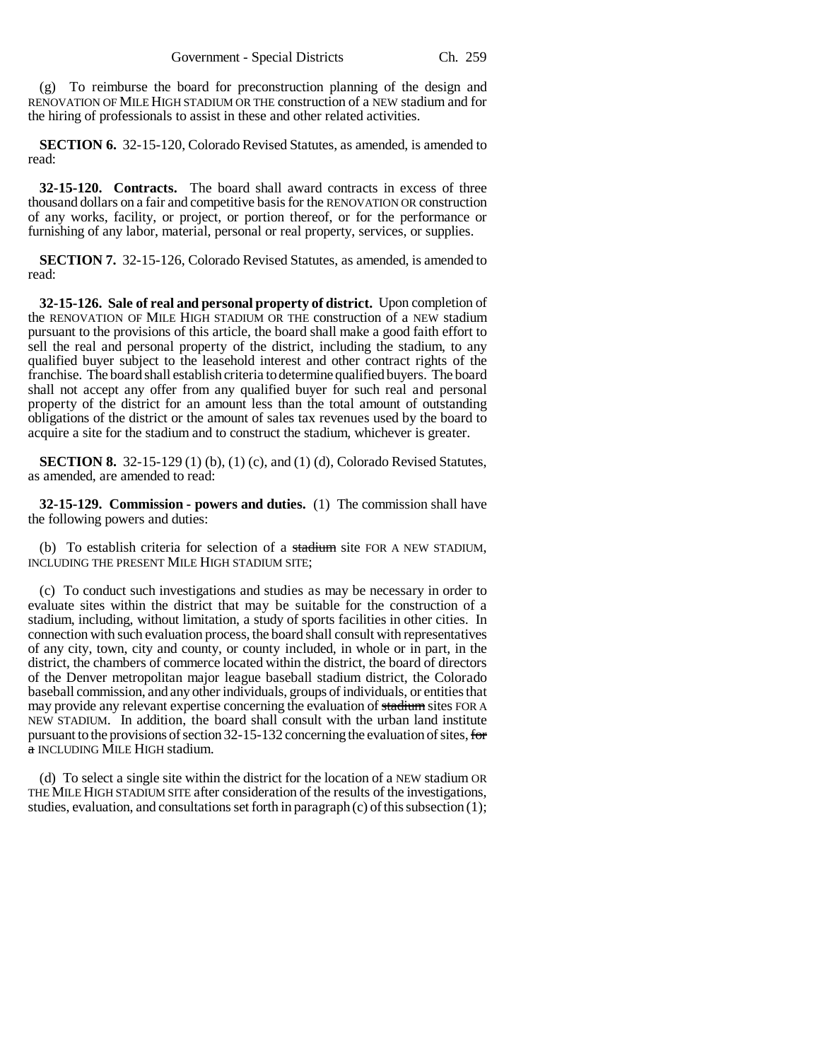(g) To reimburse the board for preconstruction planning of the design and RENOVATION OF MILE HIGH STADIUM OR THE construction of a NEW stadium and for the hiring of professionals to assist in these and other related activities.

**SECTION 6.** 32-15-120, Colorado Revised Statutes, as amended, is amended to read:

**32-15-120. Contracts.** The board shall award contracts in excess of three thousand dollars on a fair and competitive basis for the RENOVATION OR construction of any works, facility, or project, or portion thereof, or for the performance or furnishing of any labor, material, personal or real property, services, or supplies.

**SECTION 7.** 32-15-126, Colorado Revised Statutes, as amended, is amended to read:

**32-15-126. Sale of real and personal property of district.** Upon completion of the RENOVATION OF MILE HIGH STADIUM OR THE construction of a NEW stadium pursuant to the provisions of this article, the board shall make a good faith effort to sell the real and personal property of the district, including the stadium, to any qualified buyer subject to the leasehold interest and other contract rights of the franchise. The board shall establish criteria to determine qualified buyers. The board shall not accept any offer from any qualified buyer for such real and personal property of the district for an amount less than the total amount of outstanding obligations of the district or the amount of sales tax revenues used by the board to acquire a site for the stadium and to construct the stadium, whichever is greater.

**SECTION 8.** 32-15-129 (1) (b), (1) (c), and (1) (d), Colorado Revised Statutes, as amended, are amended to read:

**32-15-129. Commission - powers and duties.** (1) The commission shall have the following powers and duties:

(b) To establish criteria for selection of a ~~stadium~~ site FOR A NEW STADIUM, INCLUDING THE PRESENT MILE HIGH STADIUM SITE;

(c) To conduct such investigations and studies as may be necessary in order to evaluate sites within the district that may be suitable for the construction of a stadium, including, without limitation, a study of sports facilities in other cities. In connection with such evaluation process, the board shall consult with representatives of any city, town, city and county, or county included, in whole or in part, in the district, the chambers of commerce located within the district, the board of directors of the Denver metropolitan major league baseball stadium district, the Colorado baseball commission, and any other individuals, groups of individuals, or entities that may provide any relevant expertise concerning the evaluation of ~~stadium~~ sites FOR A NEW STADIUM. In addition, the board shall consult with the urban land institute pursuant to the provisions of section 32-15-132 concerning the evaluation of sites, ~~for a~~ INCLUDING MILE HIGH stadium.

(d) To select a single site within the district for the location of a NEW stadium OR THE MILE HIGH STADIUM SITE after consideration of the results of the investigations, studies, evaluation, and consultations set forth in paragraph (c) of this subsection (1);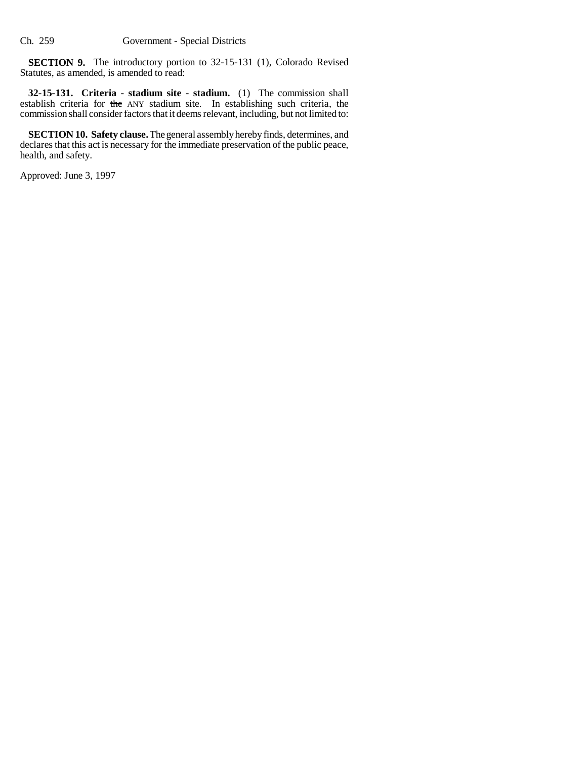**SECTION 9.** The introductory portion to 32-15-131 (1), Colorado Revised Statutes, as amended, is amended to read:

**32-15-131. Criteria - stadium site - stadium.** (1) The commission shall establish criteria for ~~the~~ ANY stadium site. In establishing such criteria, the commission shall consider factors that it deems relevant, including, but not limited to:

**SECTION 10. Safety clause.** The general assembly hereby finds, determines, and declares that this act is necessary for the immediate preservation of the public peace, health, and safety.

Approved: June 3, 1997